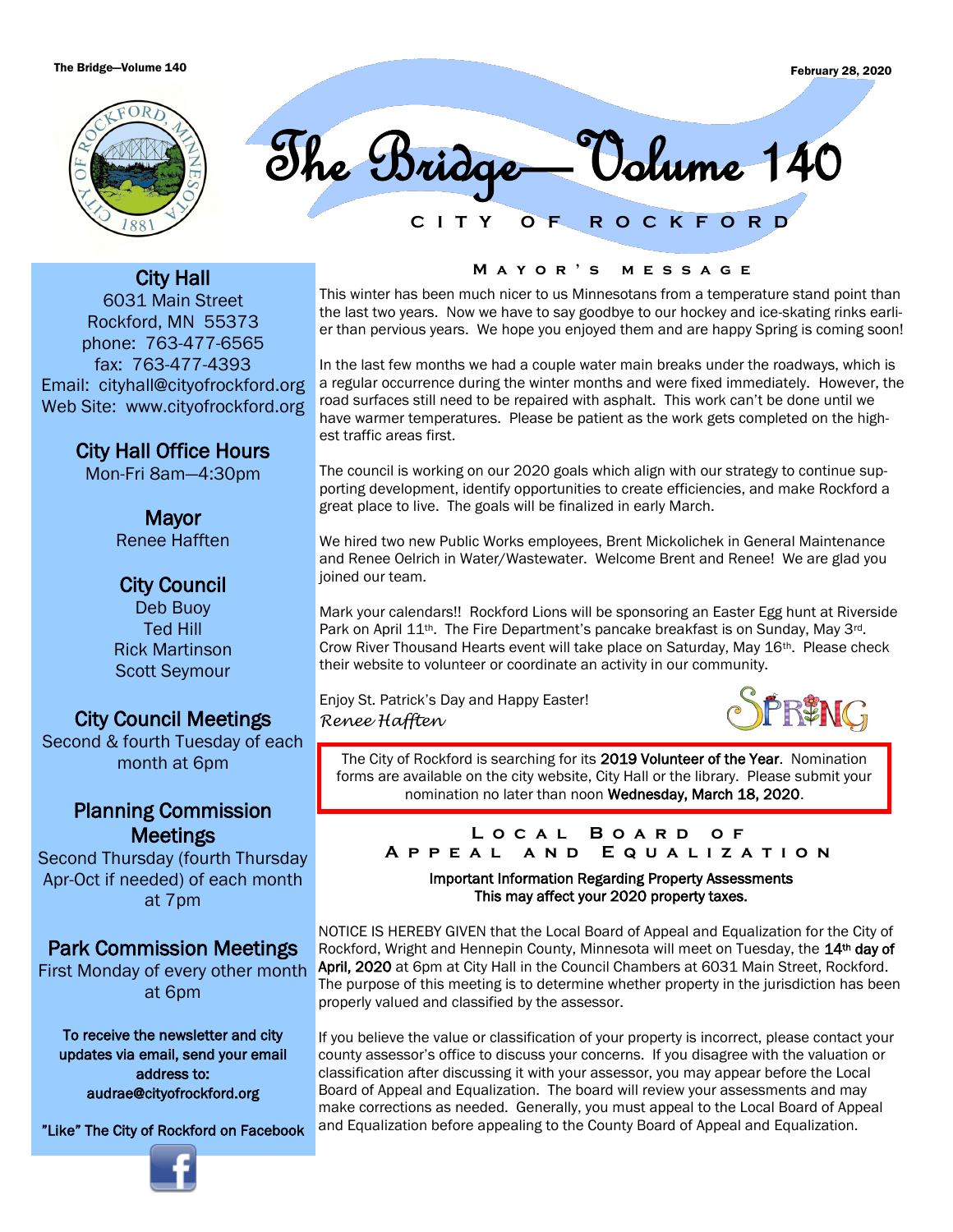# The Bridge—Volume 140

CITY OF ROCKFORD

February 28, 2020

## City Hall

6031 Main Street
Rockford, MN 55373
phone: 763-477-6565
fax: 763-477-4393
Email: cityhall@cityofrockford.org
Web Site: www.cityofrockford.org

## City Hall Office Hours

Mon-Fri 8am—4:30pm

## Mayor

Renee Hafften

## City Council

Deb Buoy
Ted Hill
Rick Martinson
Scott Seymour

## City Council Meetings

Second & fourth Tuesday of each month at 6pm

## Planning Commission Meetings

Second Thursday (fourth Thursday Apr-Oct if needed) of each month at 7pm

## Park Commission Meetings

First Monday of every other month at 6pm

**To receive the newsletter and city updates via email, send your email address to: audrae@cityofrockford.org**

**"Like" The City of Rockford on Facebook**

## Mayor's Message

This winter has been much nicer to us Minnesotans from a temperature stand point than the last two years. Now we have to say goodbye to our hockey and ice-skating rinks earlier than pervious years. We hope you enjoyed them and are happy Spring is coming soon!

In the last few months we had a couple water main breaks under the roadways, which is a regular occurrence during the winter months and were fixed immediately. However, the road surfaces still need to be repaired with asphalt. This work can't be done until we have warmer temperatures. Please be patient as the work gets completed on the highest traffic areas first.

The council is working on our 2020 goals which align with our strategy to continue supporting development, identify opportunities to create efficiencies, and make Rockford a great place to live. The goals will be finalized in early March.

We hired two new Public Works employees, Brent Mickolichek in General Maintenance and Renee Oelrich in Water/Wastewater. Welcome Brent and Renee! We are glad you joined our team.

Mark your calendars!! Rockford Lions will be sponsoring an Easter Egg hunt at Riverside Park on April 11th. The Fire Department's pancake breakfast is on Sunday, May 3rd. Crow River Thousand Hearts event will take place on Saturday, May 16th. Please check their website to volunteer or coordinate an activity in our community.

Enjoy St. Patrick's Day and Happy Easter!

*Renee Hafften*

SPRING

The City of Rockford is searching for its **2019 Volunteer of the Year**. Nomination forms are available on the city website, City Hall or the library. Please submit your nomination no later than noon **Wednesday, March 18, 2020**.

## Local Board of Appeal and Equalization

**Important Information Regarding Property Assessments**
**This may affect your 2020 property taxes.**

NOTICE IS HEREBY GIVEN that the Local Board of Appeal and Equalization for the City of Rockford, Wright and Hennepin County, Minnesota will meet on Tuesday, the **14th day of April, 2020** at 6pm at City Hall in the Council Chambers at 6031 Main Street, Rockford. The purpose of this meeting is to determine whether property in the jurisdiction has been properly valued and classified by the assessor.

If you believe the value or classification of your property is incorrect, please contact your county assessor's office to discuss your concerns. If you disagree with the valuation or classification after discussing it with your assessor, you may appear before the Local Board of Appeal and Equalization. The board will review your assessments and may make corrections as needed. Generally, you must appeal to the Local Board of Appeal and Equalization before appealing to the County Board of Appeal and Equalization.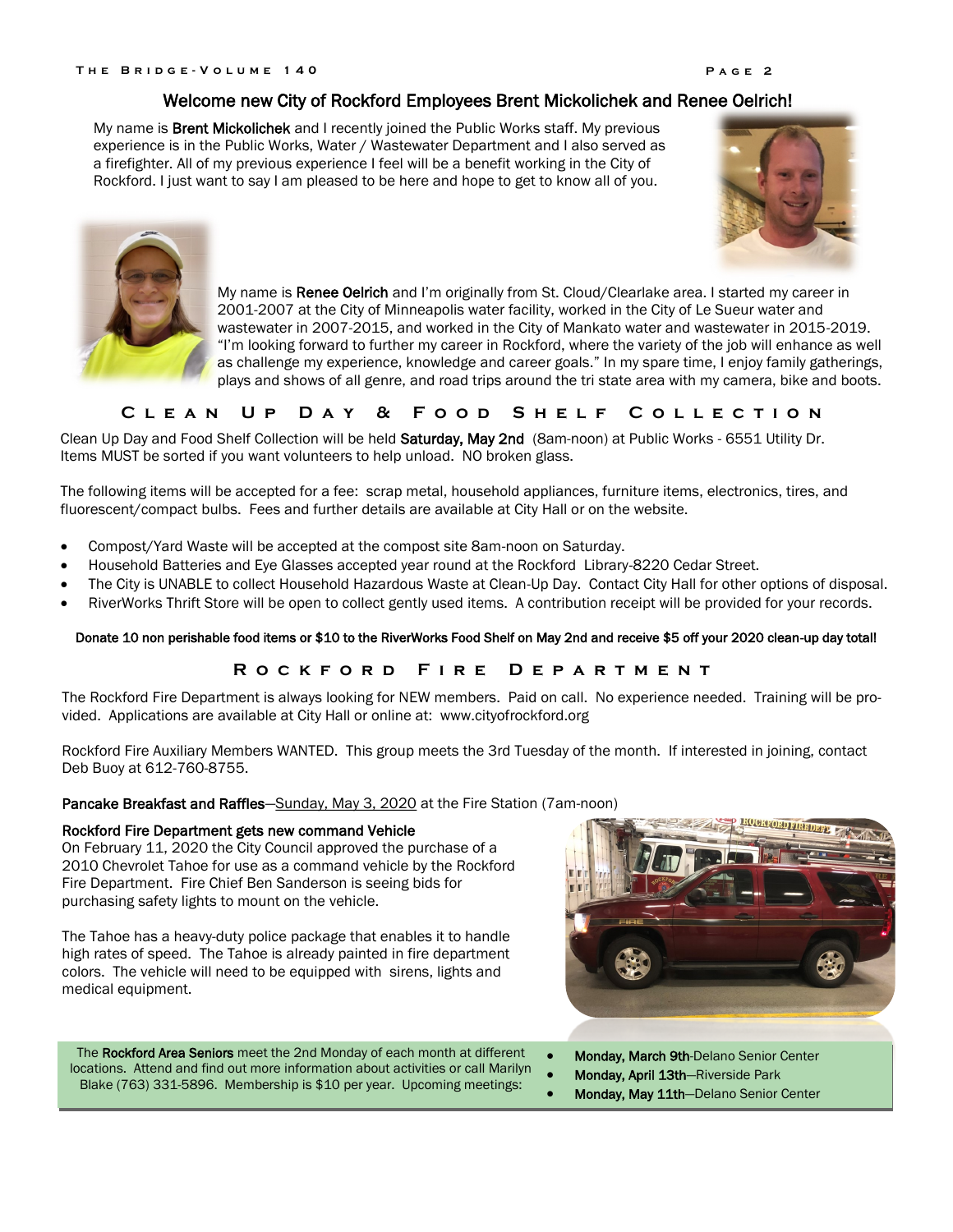## Welcome new City of Rockford Employees Brent Mickolichek and Renee Oelrich!

My name is **Brent Mickolichek** and I recently joined the Public Works staff. My previous experience is in the Public Works, Water / Wastewater Department and I also served as a firefighter. All of my previous experience I feel will be a benefit working in the City of Rockford. I just want to say I am pleased to be here and hope to get to know all of you.

My name is **Renee Oelrich** and I'm originally from St. Cloud/Clearlake area. I started my career in 2001-2007 at the City of Minneapolis water facility, worked in the City of Le Sueur water and wastewater in 2007-2015, and worked in the City of Mankato water and wastewater in 2015-2019. "I'm looking forward to further my career in Rockford, where the variety of the job will enhance as well as challenge my experience, knowledge and career goals." In my spare time, I enjoy family gatherings, plays and shows of all genre, and road trips around the tri state area with my camera, bike and boots.

## Clean Up Day & Food Shelf Collection

Clean Up Day and Food Shelf Collection will be held **Saturday, May 2nd** (8am-noon) at Public Works - 6551 Utility Dr. Items MUST be sorted if you want volunteers to help unload. NO broken glass.

The following items will be accepted for a fee: scrap metal, household appliances, furniture items, electronics, tires, and fluorescent/compact bulbs. Fees and further details are available at City Hall or on the website.

- Compost/Yard Waste will be accepted at the compost site 8am-noon on Saturday.
- Household Batteries and Eye Glasses accepted year round at the Rockford Library-8220 Cedar Street.
- The City is UNABLE to collect Household Hazardous Waste at Clean-Up Day. Contact City Hall for other options of disposal.
- RiverWorks Thrift Store will be open to collect gently used items. A contribution receipt will be provided for your records.

**Donate 10 non perishable food items or $10 to the RiverWorks Food Shelf on May 2nd and receive $5 off your 2020 clean-up day total!**

## Rockford Fire Department

The Rockford Fire Department is always looking for NEW members. Paid on call. No experience needed. Training will be provided. Applications are available at City Hall or online at: www.cityofrockford.org

Rockford Fire Auxiliary Members WANTED. This group meets the 3rd Tuesday of the month. If interested in joining, contact Deb Buoy at 612-760-8755.

**Pancake Breakfast and Raffles**—Sunday, May 3, 2020 at the Fire Station (7am-noon)

**Rockford Fire Department gets new command Vehicle**

On February 11, 2020 the City Council approved the purchase of a 2010 Chevrolet Tahoe for use as a command vehicle by the Rockford Fire Department. Fire Chief Ben Sanderson is seeing bids for purchasing safety lights to mount on the vehicle.

The Tahoe has a heavy-duty police package that enables it to handle high rates of speed. The Tahoe is already painted in fire department colors. The vehicle will need to be equipped with sirens, lights and medical equipment.

The **Rockford Area Seniors** meet the 2nd Monday of each month at different locations. Attend and find out more information about activities or call Marilyn Blake (763) 331-5896. Membership is $10 per year. Upcoming meetings:

- **Monday, March 9th**-Delano Senior Center
- **Monday, April 13th**—Riverside Park
- **Monday, May 11th**—Delano Senior Center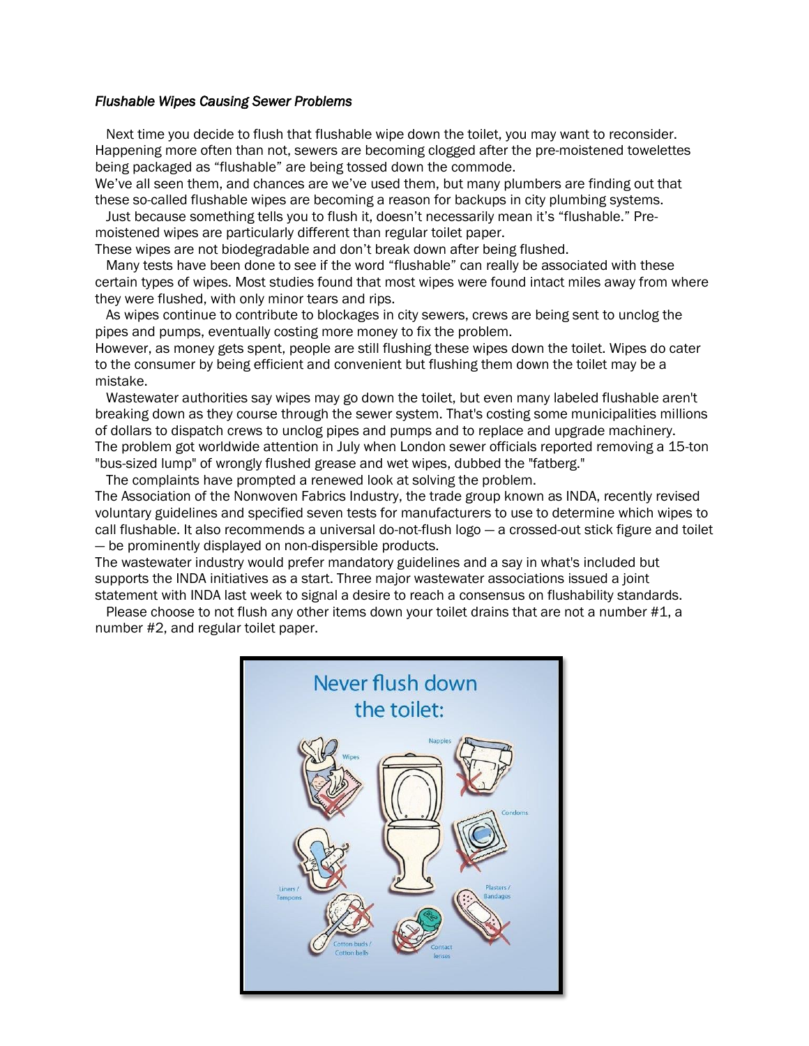*Flushable Wipes Causing Sewer Problems*

Next time you decide to flush that flushable wipe down the toilet, you may want to reconsider. Happening more often than not, sewers are becoming clogged after the pre-moistened towelettes being packaged as "flushable" are being tossed down the commode.

We've all seen them, and chances are we've used them, but many plumbers are finding out that these so-called flushable wipes are becoming a reason for backups in city plumbing systems.

Just because something tells you to flush it, doesn't necessarily mean it's "flushable." Pre-moistened wipes are particularly different than regular toilet paper.

These wipes are not biodegradable and don't break down after being flushed.

Many tests have been done to see if the word "flushable" can really be associated with these certain types of wipes. Most studies found that most wipes were found intact miles away from where they were flushed, with only minor tears and rips.

As wipes continue to contribute to blockages in city sewers, crews are being sent to unclog the pipes and pumps, eventually costing more money to fix the problem.

However, as money gets spent, people are still flushing these wipes down the toilet. Wipes do cater to the consumer by being efficient and convenient but flushing them down the toilet may be a mistake.

Wastewater authorities say wipes may go down the toilet, but even many labeled flushable aren't breaking down as they course through the sewer system. That's costing some municipalities millions of dollars to dispatch crews to unclog pipes and pumps and to replace and upgrade machinery.

The problem got worldwide attention in July when London sewer officials reported removing a 15-ton "bus-sized lump" of wrongly flushed grease and wet wipes, dubbed the "fatberg."

The complaints have prompted a renewed look at solving the problem.

The Association of the Nonwoven Fabrics Industry, the trade group known as INDA, recently revised voluntary guidelines and specified seven tests for manufacturers to use to determine which wipes to call flushable. It also recommends a universal do-not-flush logo — a crossed-out stick figure and toilet — be prominently displayed on non-dispersible products.

The wastewater industry would prefer mandatory guidelines and a say in what's included but supports the INDA initiatives as a start. Three major wastewater associations issued a joint statement with INDA last week to signal a desire to reach a consensus on flushability standards.

Please choose to not flush any other items down your toilet drains that are not a number #1, a number #2, and regular toilet paper.

Never flush down the toilet:

Wipes, Nappies, Condoms, Liners / Tampons, Plasters / Bandages, Cotton buds / Cotton balls, Contact lenses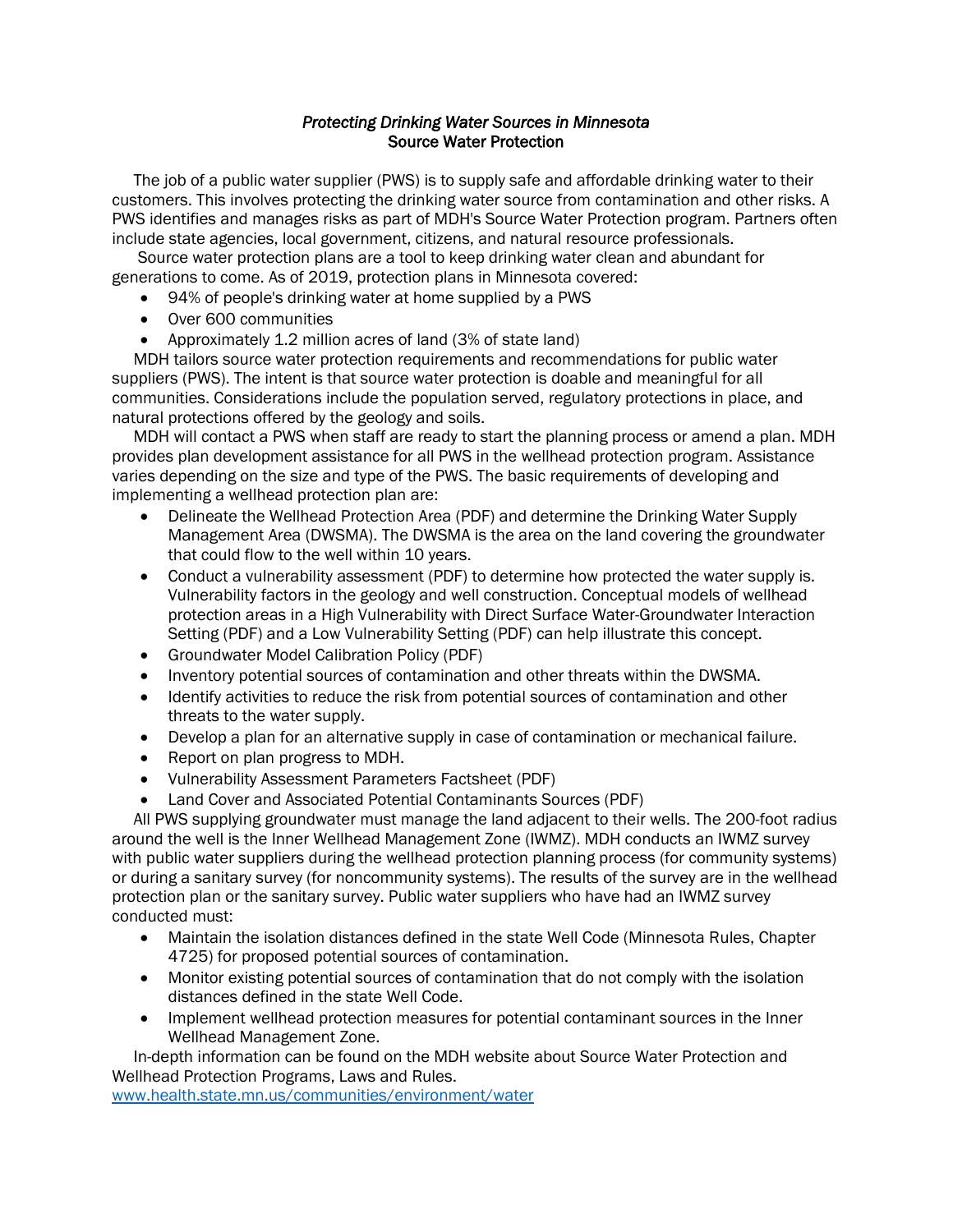*Protecting Drinking Water Sources in Minnesota*

**Source Water Protection**

The job of a public water supplier (PWS) is to supply safe and affordable drinking water to their customers. This involves protecting the drinking water source from contamination and other risks. A PWS identifies and manages risks as part of MDH's Source Water Protection program. Partners often include state agencies, local government, citizens, and natural resource professionals.

Source water protection plans are a tool to keep drinking water clean and abundant for generations to come. As of 2019, protection plans in Minnesota covered:

- 94% of people's drinking water at home supplied by a PWS
- Over 600 communities
- Approximately 1.2 million acres of land (3% of state land)

MDH tailors source water protection requirements and recommendations for public water suppliers (PWS). The intent is that source water protection is doable and meaningful for all communities. Considerations include the population served, regulatory protections in place, and natural protections offered by the geology and soils.

MDH will contact a PWS when staff are ready to start the planning process or amend a plan. MDH provides plan development assistance for all PWS in the wellhead protection program. Assistance varies depending on the size and type of the PWS. The basic requirements of developing and implementing a wellhead protection plan are:

- Delineate the Wellhead Protection Area (PDF) and determine the Drinking Water Supply Management Area (DWSMA). The DWSMA is the area on the land covering the groundwater that could flow to the well within 10 years.
- Conduct a vulnerability assessment (PDF) to determine how protected the water supply is. Vulnerability factors in the geology and well construction. Conceptual models of wellhead protection areas in a High Vulnerability with Direct Surface Water-Groundwater Interaction Setting (PDF) and a Low Vulnerability Setting (PDF) can help illustrate this concept.
- Groundwater Model Calibration Policy (PDF)
- Inventory potential sources of contamination and other threats within the DWSMA.
- Identify activities to reduce the risk from potential sources of contamination and other threats to the water supply.
- Develop a plan for an alternative supply in case of contamination or mechanical failure.
- Report on plan progress to MDH.
- Vulnerability Assessment Parameters Factsheet (PDF)
- Land Cover and Associated Potential Contaminants Sources (PDF)

All PWS supplying groundwater must manage the land adjacent to their wells. The 200-foot radius around the well is the Inner Wellhead Management Zone (IWMZ). MDH conducts an IWMZ survey with public water suppliers during the wellhead protection planning process (for community systems) or during a sanitary survey (for noncommunity systems). The results of the survey are in the wellhead protection plan or the sanitary survey. Public water suppliers who have had an IWMZ survey conducted must:

- Maintain the isolation distances defined in the state Well Code (Minnesota Rules, Chapter 4725) for proposed potential sources of contamination.
- Monitor existing potential sources of contamination that do not comply with the isolation distances defined in the state Well Code.
- Implement wellhead protection measures for potential contaminant sources in the Inner Wellhead Management Zone.

In-depth information can be found on the MDH website about Source Water Protection and Wellhead Protection Programs, Laws and Rules.
[www.health.state.mn.us/communities/environment/water](www.health.state.mn.us/communities/environment/water)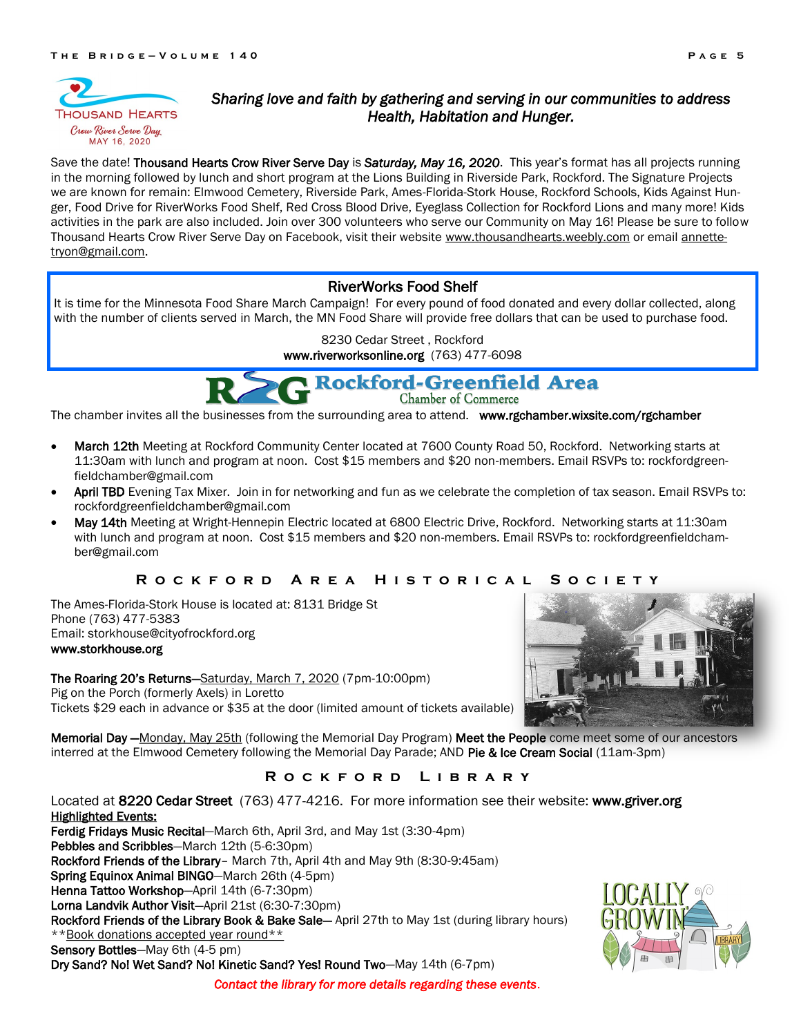Thousand Hearts
Crow River Serve Day
MAY 16, 2020

*Sharing love and faith by gathering and serving in our communities to address Health, Habitation and Hunger.*

Save the date! **Thousand Hearts Crow River Serve Day** is ***Saturday, May 16, 2020***. This year's format has all projects running in the morning followed by lunch and short program at the Lions Building in Riverside Park, Rockford. The Signature Projects we are known for remain: Elmwood Cemetery, Riverside Park, Ames-Florida-Stork House, Rockford Schools, Kids Against Hunger, Food Drive for RiverWorks Food Shelf, Red Cross Blood Drive, Eyeglass Collection for Rockford Lions and many more! Kids activities in the park are also included. Join over 300 volunteers who serve our Community on May 16! Please be sure to follow Thousand Hearts Crow River Serve Day on Facebook, visit their website www.thousandhearts.weebly.com or email annette-tryon@gmail.com.

## RiverWorks Food Shelf

It is time for the Minnesota Food Share March Campaign! For every pound of food donated and every dollar collected, along with the number of clients served in March, the MN Food Share will provide free dollars that can be used to purchase food.

8230 Cedar Street , Rockford
**www.riverworksonline.org** (763) 477-6098

## Rockford-Greenfield Area Chamber of Commerce

The chamber invites all the businesses from the surrounding area to attend. **www.rgchamber.wixsite.com/rgchamber**

- **March 12th** Meeting at Rockford Community Center located at 7600 County Road 50, Rockford. Networking starts at 11:30am with lunch and program at noon. Cost $15 members and $20 non-members. Email RSVPs to: rockfordgreenfieldchamber@gmail.com
- **April TBD** Evening Tax Mixer. Join in for networking and fun as we celebrate the completion of tax season. Email RSVPs to: rockfordgreenfieldchamber@gmail.com
- **May 14th** Meeting at Wright-Hennepin Electric located at 6800 Electric Drive, Rockford. Networking starts at 11:30am with lunch and program at noon. Cost $15 members and $20 non-members. Email RSVPs to: rockfordgreenfieldchamber@gmail.com

## Rockford Area Historical Society

The Ames-Florida-Stork House is located at: 8131 Bridge St
Phone (763) 477-5383
Email: storkhouse@cityofrockford.org
**www.storkhouse.org**

**The Roaring 20's Returns**—Saturday, March 7, 2020 (7pm-10:00pm)
Pig on the Porch (formerly Axels) in Loretto
Tickets $29 each in advance or $35 at the door (limited amount of tickets available)

**Memorial Day** —Monday, May 25th (following the Memorial Day Program) **Meet the People** come meet some of our ancestors interred at the Elmwood Cemetery following the Memorial Day Parade; AND **Pie & Ice Cream Social** (11am-3pm)

## Rockford Library

Located at **8220 Cedar Street** (763) 477-4216. For more information see their website: **www.griver.org**

**Highlighted Events:**

**Ferdig Fridays Music Recital**—March 6th, April 3rd, and May 1st (3:30-4pm)
**Pebbles and Scribbles**—March 12th (5-6:30pm)
**Rockford Friends of the Library**– March 7th, April 4th and May 9th (8:30-9:45am)
**Spring Equinox Animal BINGO**—March 26th (4-5pm)
**Henna Tattoo Workshop**—April 14th (6-7:30pm)
**Lorna Landvik Author Visit**—April 21st (6:30-7:30pm)
**Rockford Friends of the Library Book & Bake Sale**— April 27th to May 1st (during library hours)
**Book donations accepted year round**
**Sensory Bottles**—May 6th (4-5 pm)
**Dry Sand? No! Wet Sand? No! Kinetic Sand? Yes! Round Two**—May 14th (6-7pm)

*Contact the library for more details regarding these events.*

LOCALLY GROWIN LIBRARY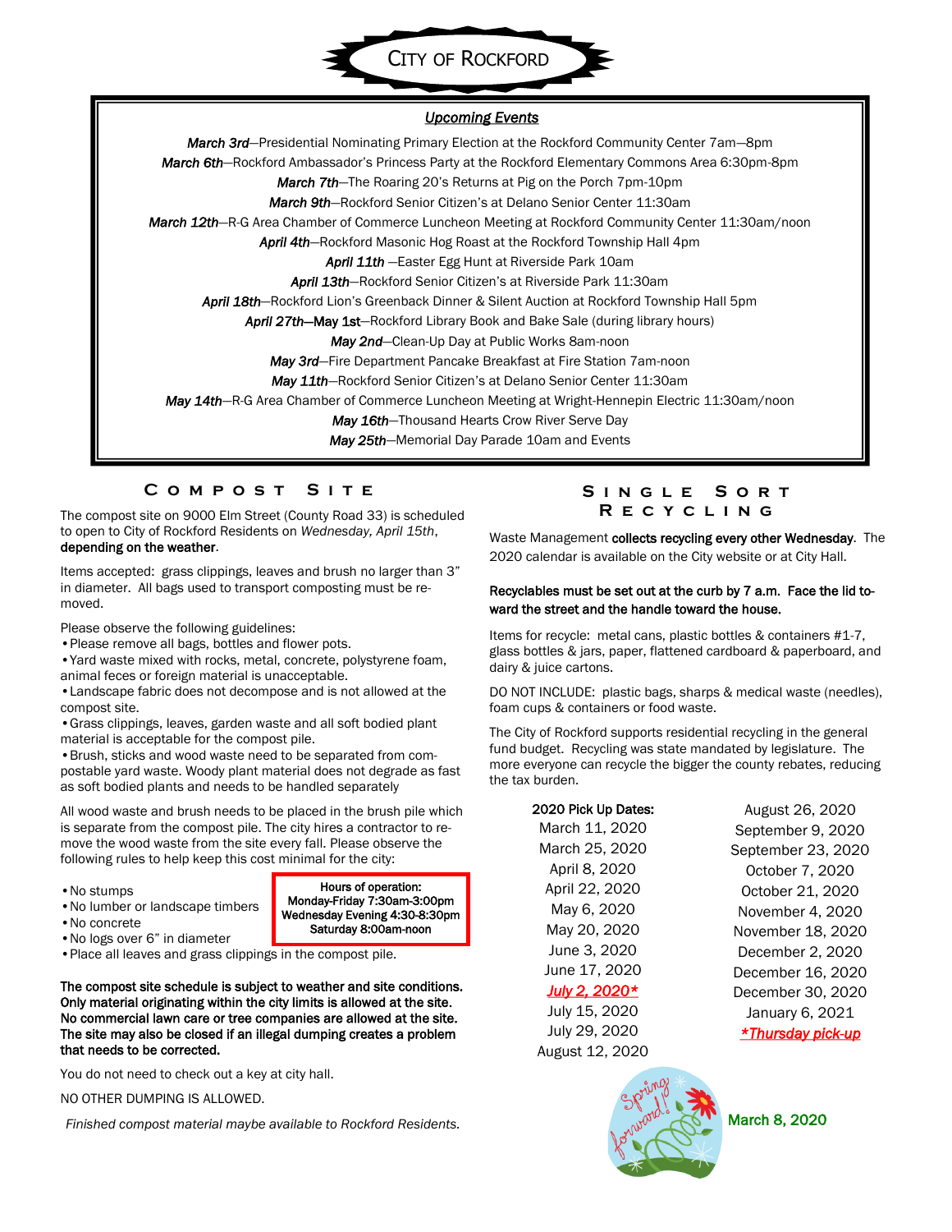# City of Rockford

## Upcoming Events

***March 3rd***—Presidential Nominating Primary Election at the Rockford Community Center 7am—8pm

***March 6th***—Rockford Ambassador's Princess Party at the Rockford Elementary Commons Area 6:30pm-8pm

***March 7th***—The Roaring 20's Returns at Pig on the Porch 7pm-10pm

***March 9th***—Rockford Senior Citizen's at Delano Senior Center 11:30am

***March 12th***—R-G Area Chamber of Commerce Luncheon Meeting at Rockford Community Center 11:30am/noon

***April 4th***—Rockford Masonic Hog Roast at the Rockford Township Hall 4pm

***April 11th*** —Easter Egg Hunt at Riverside Park 10am

***April 13th***—Rockford Senior Citizen's at Riverside Park 11:30am

***April 18th***—Rockford Lion's Greenback Dinner & Silent Auction at Rockford Township Hall 5pm

***April 27th—May 1st***—Rockford Library Book and Bake Sale (during library hours)

***May 2nd***—Clean-Up Day at Public Works 8am-noon

***May 3rd***—Fire Department Pancake Breakfast at Fire Station 7am-noon

***May 11th***—Rockford Senior Citizen's at Delano Senior Center 11:30am

***May 14th***—R-G Area Chamber of Commerce Luncheon Meeting at Wright-Hennepin Electric 11:30am/noon

***May 16th***—Thousand Hearts Crow River Serve Day

***May 25th***—Memorial Day Parade 10am and Events

## Compost Site

The compost site on 9000 Elm Street (County Road 33) is scheduled to open to City of Rockford Residents on *Wednesday, April 15th*, **depending on the weather**.

Items accepted: grass clippings, leaves and brush no larger than 3" in diameter. All bags used to transport composting must be removed.

Please observe the following guidelines:

- Please remove all bags, bottles and flower pots.
- Yard waste mixed with rocks, metal, concrete, polystyrene foam, animal feces or foreign material is unacceptable.
- Landscape fabric does not decompose and is not allowed at the compost site.
- Grass clippings, leaves, garden waste and all soft bodied plant material is acceptable for the compost pile.
- Brush, sticks and wood waste need to be separated from compostable yard waste. Woody plant material does not degrade as fast as soft bodied plants and needs to be handled separately

All wood waste and brush needs to be placed in the brush pile which is separate from the compost pile. The city hires a contractor to remove the wood waste from the site every fall. Please observe the following rules to help keep this cost minimal for the city:

- No stumps
- No lumber or landscape timbers
- No concrete
- No logs over 6" in diameter
- Place all leaves and grass clippings in the compost pile.

**Hours of operation:**
**Monday-Friday 7:30am-3:00pm**
**Wednesday Evening 4:30-8:30pm**
**Saturday 8:00am-noon**

**The compost site schedule is subject to weather and site conditions. Only material originating within the city limits is allowed at the site. No commercial lawn care or tree companies are allowed at the site. The site may also be closed if an illegal dumping creates a problem that needs to be corrected.**

You do not need to check out a key at city hall.

NO OTHER DUMPING IS ALLOWED.

*Finished compost material maybe available to Rockford Residents.*

## Single Sort Recycling

Waste Management **collects recycling every other Wednesday**. The 2020 calendar is available on the City website or at City Hall.

**Recyclables must be set out at the curb by 7 a.m. Face the lid toward the street and the handle toward the house.**

Items for recycle: metal cans, plastic bottles & containers #1-7, glass bottles & jars, paper, flattened cardboard & paperboard, and dairy & juice cartons.

DO NOT INCLUDE: plastic bags, sharps & medical waste (needles), foam cups & containers or food waste.

The City of Rockford supports residential recycling in the general fund budget. Recycling was state mandated by legislature. The more everyone can recycle the bigger the county rebates, reducing the tax burden.

**2020 Pick Up Dates:**

March 11, 2020
March 25, 2020
April 8, 2020
April 22, 2020
May 6, 2020
May 20, 2020
June 3, 2020
June 17, 2020
***July 2, 2020****
July 15, 2020
July 29, 2020
August 12, 2020
August 26, 2020
September 9, 2020
September 23, 2020
October 7, 2020
October 21, 2020
November 4, 2020
November 18, 2020
December 2, 2020
December 16, 2020
December 30, 2020
January 6, 2021

****Thursday pick-up***

Spring forward!

**March 8, 2020**